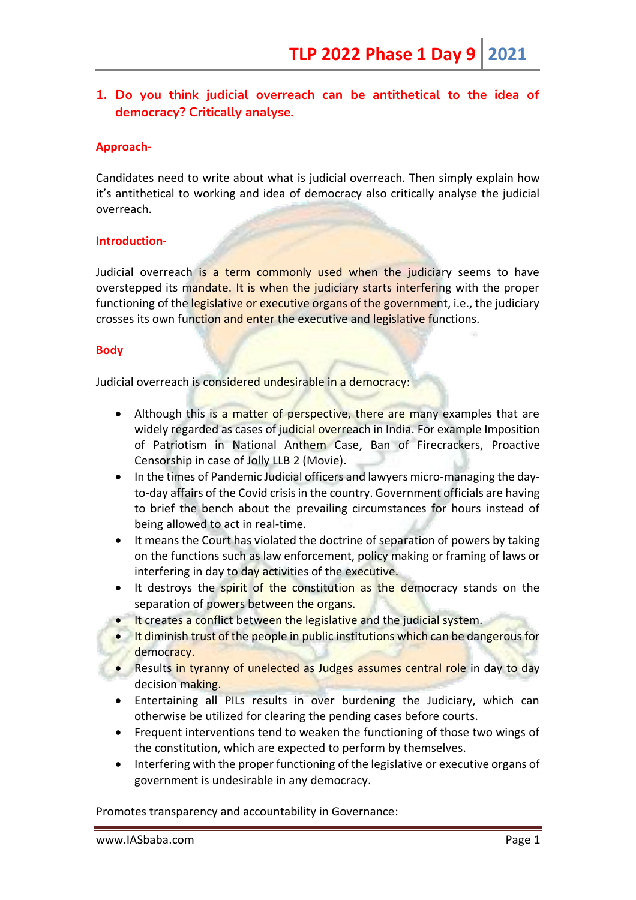## 1. Do you think judicial overreach can be antithetical to the idea of democracy? Critically analyse.

**Approach-**

Candidates need to write about what is judicial overreach. Then simply explain how it's antithetical to working and idea of democracy also critically analyse the judicial overreach.

**Introduction-**

Judicial overreach is a term commonly used when the judiciary seems to have overstepped its mandate. It is when the judiciary starts interfering with the proper functioning of the legislative or executive organs of the government, i.e., the judiciary crosses its own function and enter the executive and legislative functions.

**Body**

Judicial overreach is considered undesirable in a democracy:

- Although this is a matter of perspective, there are many examples that are widely regarded as cases of judicial overreach in India. For example Imposition of Patriotism in National Anthem Case, Ban of Firecrackers, Proactive Censorship in case of Jolly LLB 2 (Movie).
- In the times of Pandemic Judicial officers and lawyers micro-managing the day-to-day affairs of the Covid crisis in the country. Government officials are having to brief the bench about the prevailing circumstances for hours instead of being allowed to act in real-time.
- It means the Court has violated the doctrine of separation of powers by taking on the functions such as law enforcement, policy making or framing of laws or interfering in day to day activities of the executive.
- It destroys the spirit of the constitution as the democracy stands on the separation of powers between the organs.
- It creates a conflict between the legislative and the judicial system.
- It diminish trust of the people in public institutions which can be dangerous for democracy.
- Results in tyranny of unelected as Judges assumes central role in day to day decision making.
- Entertaining all PILs results in over burdening the Judiciary, which can otherwise be utilized for clearing the pending cases before courts.
- Frequent interventions tend to weaken the functioning of those two wings of the constitution, which are expected to perform by themselves.
- Interfering with the proper functioning of the legislative or executive organs of government is undesirable in any democracy.

Promotes transparency and accountability in Governance: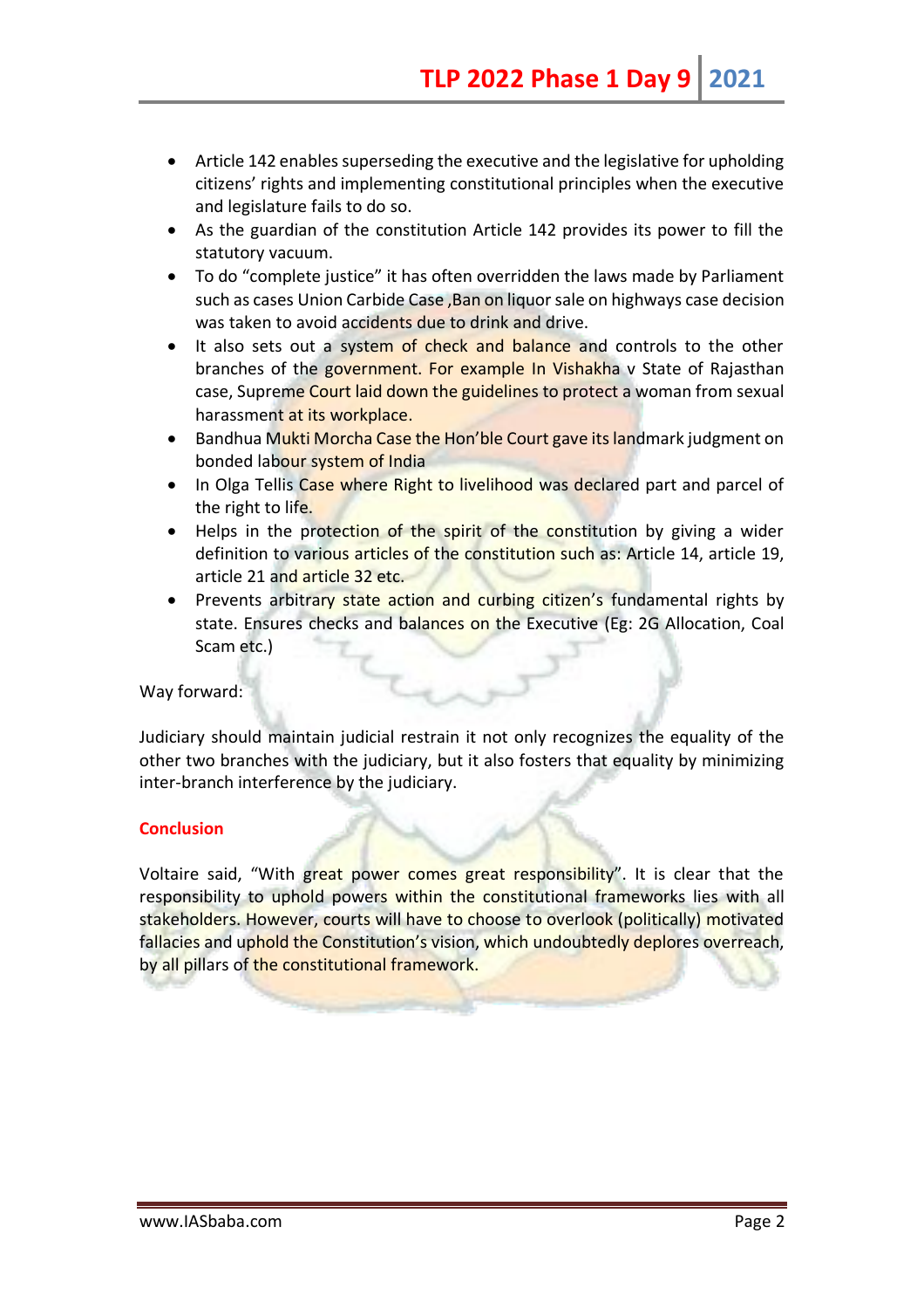- Article 142 enables superseding the executive and the legislative for upholding citizens' rights and implementing constitutional principles when the executive and legislature fails to do so.
- As the guardian of the constitution Article 142 provides its power to fill the statutory vacuum.
- To do "complete justice" it has often overridden the laws made by Parliament such as cases Union Carbide Case ,Ban on liquor sale on highways case decision was taken to avoid accidents due to drink and drive.
- It also sets out a system of check and balance and controls to the other branches of the government. For example In Vishakha v State of Rajasthan case, Supreme Court laid down the guidelines to protect a woman from sexual harassment at its workplace.
- Bandhua Mukti Morcha Case the Hon'ble Court gave its landmark judgment on bonded labour system of India
- In Olga Tellis Case where Right to livelihood was declared part and parcel of the right to life.
- Helps in the protection of the spirit of the constitution by giving a wider definition to various articles of the constitution such as: Article 14, article 19, article 21 and article 32 etc.
- Prevents arbitrary state action and curbing citizen's fundamental rights by state. Ensures checks and balances on the Executive (Eg: 2G Allocation, Coal Scam etc.)

Way forward:

Judiciary should maintain judicial restrain it not only recognizes the equality of the other two branches with the judiciary, but it also fosters that equality by minimizing inter-branch interference by the judiciary.

**Conclusion**

Voltaire said, "With great power comes great responsibility". It is clear that the responsibility to uphold powers within the constitutional frameworks lies with all stakeholders. However, courts will have to choose to overlook (politically) motivated fallacies and uphold the Constitution's vision, which undoubtedly deplores overreach, by all pillars of the constitutional framework.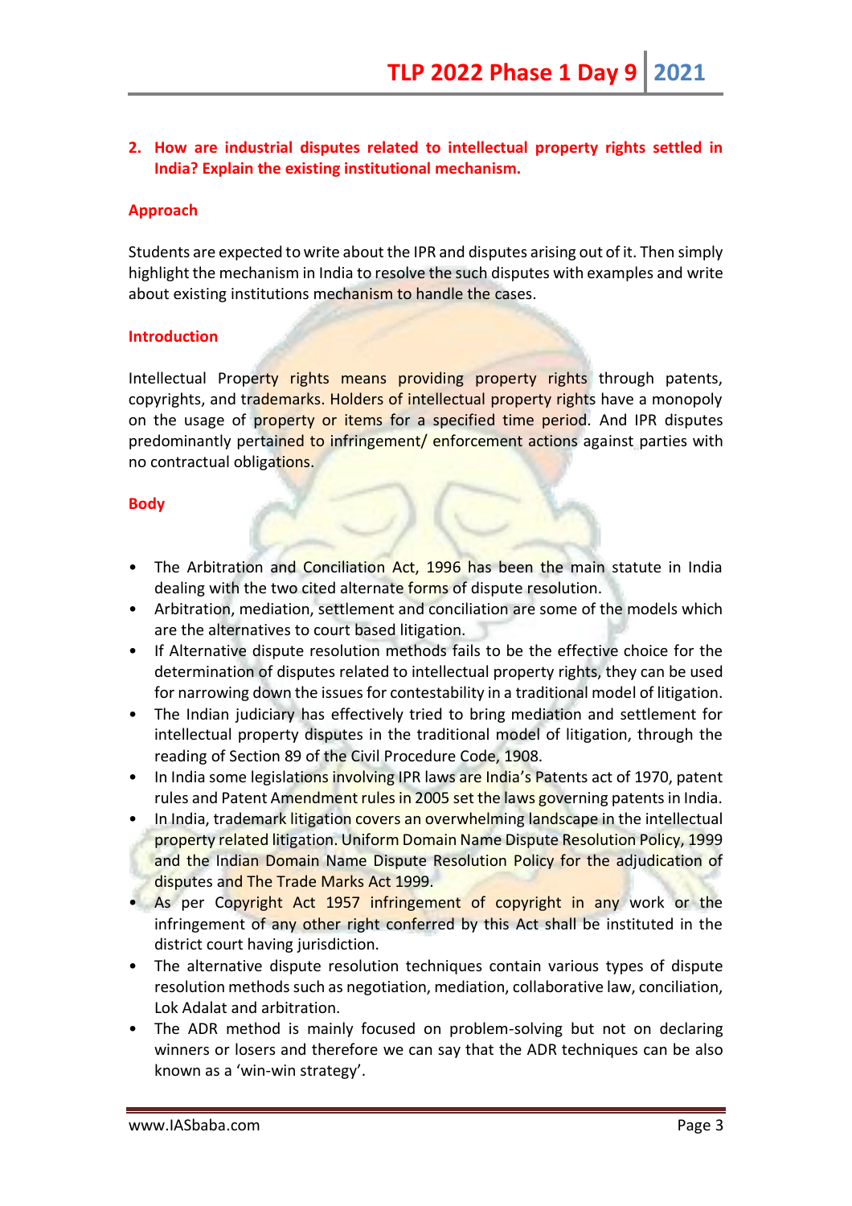**2. How are industrial disputes related to intellectual property rights settled in India? Explain the existing institutional mechanism.**

**Approach**

Students are expected to write about the IPR and disputes arising out of it. Then simply highlight the mechanism in India to resolve the such disputes with examples and write about existing institutions mechanism to handle the cases.

**Introduction**

Intellectual Property rights means providing property rights through patents, copyrights, and trademarks. Holders of intellectual property rights have a monopoly on the usage of property or items for a specified time period. And IPR disputes predominantly pertained to infringement/ enforcement actions against parties with no contractual obligations.

**Body**

- The Arbitration and Conciliation Act, 1996 has been the main statute in India dealing with the two cited alternate forms of dispute resolution.
- Arbitration, mediation, settlement and conciliation are some of the models which are the alternatives to court based litigation.
- If Alternative dispute resolution methods fails to be the effective choice for the determination of disputes related to intellectual property rights, they can be used for narrowing down the issues for contestability in a traditional model of litigation.
- The Indian judiciary has effectively tried to bring mediation and settlement for intellectual property disputes in the traditional model of litigation, through the reading of Section 89 of the Civil Procedure Code, 1908.
- In India some legislations involving IPR laws are India's Patents act of 1970, patent rules and Patent Amendment rules in 2005 set the laws governing patents in India.
- In India, trademark litigation covers an overwhelming landscape in the intellectual property related litigation. Uniform Domain Name Dispute Resolution Policy, 1999 and the Indian Domain Name Dispute Resolution Policy for the adjudication of disputes and The Trade Marks Act 1999.
- As per Copyright Act 1957 infringement of copyright in any work or the infringement of any other right conferred by this Act shall be instituted in the district court having jurisdiction.
- The alternative dispute resolution techniques contain various types of dispute resolution methods such as negotiation, mediation, collaborative law, conciliation, Lok Adalat and arbitration.
- The ADR method is mainly focused on problem-solving but not on declaring winners or losers and therefore we can say that the ADR techniques can be also known as a 'win-win strategy'.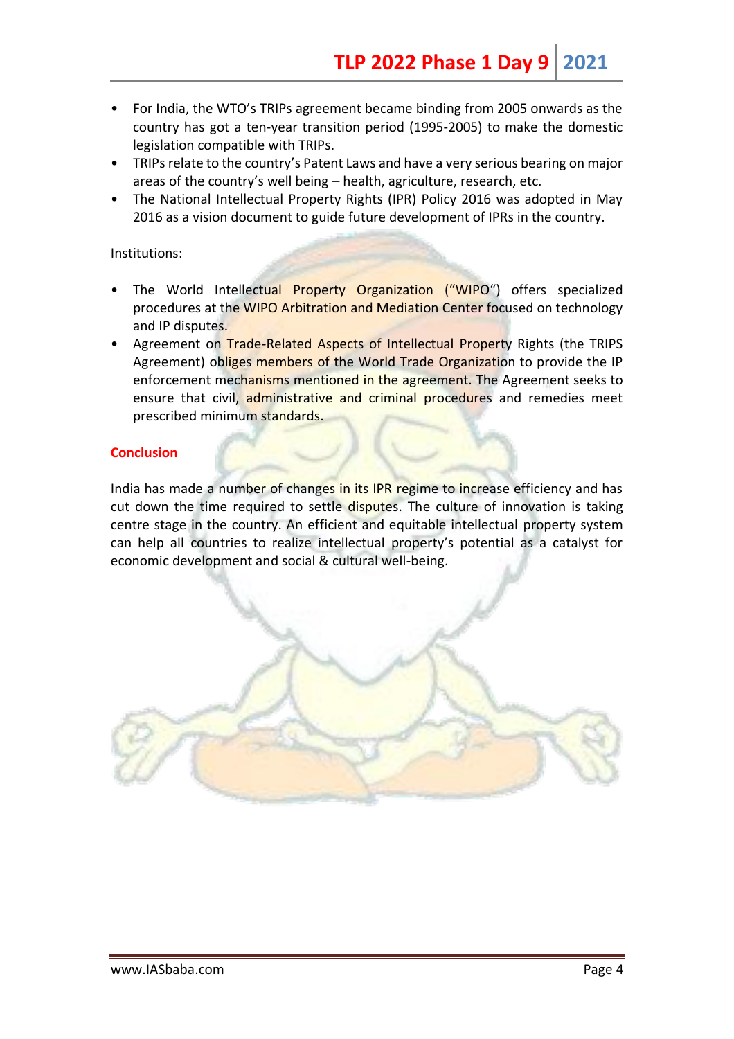- For India, the WTO's TRIPs agreement became binding from 2005 onwards as the country has got a ten-year transition period (1995-2005) to make the domestic legislation compatible with TRIPs.
- TRIPs relate to the country's Patent Laws and have a very serious bearing on major areas of the country's well being – health, agriculture, research, etc.
- The National Intellectual Property Rights (IPR) Policy 2016 was adopted in May 2016 as a vision document to guide future development of IPRs in the country.

Institutions:

- The World Intellectual Property Organization ("WIPO") offers specialized procedures at the WIPO Arbitration and Mediation Center focused on technology and IP disputes.
- Agreement on Trade-Related Aspects of Intellectual Property Rights (the TRIPS Agreement) obliges members of the World Trade Organization to provide the IP enforcement mechanisms mentioned in the agreement. The Agreement seeks to ensure that civil, administrative and criminal procedures and remedies meet prescribed minimum standards.

**Conclusion**

India has made a number of changes in its IPR regime to increase efficiency and has cut down the time required to settle disputes. The culture of innovation is taking centre stage in the country. An efficient and equitable intellectual property system can help all countries to realize intellectual property's potential as a catalyst for economic development and social & cultural well-being.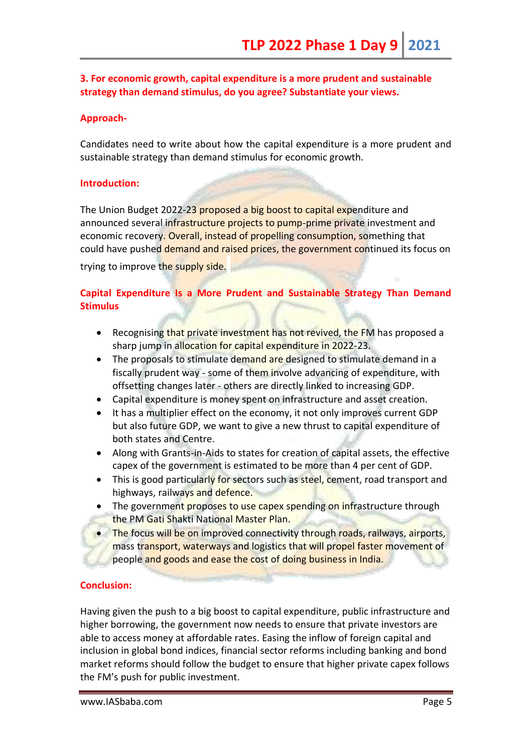**3. For economic growth, capital expenditure is a more prudent and sustainable strategy than demand stimulus, do you agree? Substantiate your views.**

**Approach-**

Candidates need to write about how the capital expenditure is a more prudent and sustainable strategy than demand stimulus for economic growth.

**Introduction:**

The Union Budget 2022-23 proposed a big boost to capital expenditure and announced several infrastructure projects to pump-prime private investment and economic recovery. Overall, instead of propelling consumption, something that could have pushed demand and raised prices, the government continued its focus on trying to improve the supply side.

**Capital Expenditure Is a More Prudent and Sustainable Strategy Than Demand Stimulus**

- Recognising that private investment has not revived, the FM has proposed a sharp jump in allocation for capital expenditure in 2022-23.
- The proposals to stimulate demand are designed to stimulate demand in a fiscally prudent way - some of them involve advancing of expenditure, with offsetting changes later - others are directly linked to increasing GDP.
- Capital expenditure is money spent on infrastructure and asset creation.
- It has a multiplier effect on the economy, it not only improves current GDP but also future GDP, we want to give a new thrust to capital expenditure of both states and Centre.
- Along with Grants-in-Aids to states for creation of capital assets, the effective capex of the government is estimated to be more than 4 per cent of GDP.
- This is good particularly for sectors such as steel, cement, road transport and highways, railways and defence.
- The government proposes to use capex spending on infrastructure through the PM Gati Shakti National Master Plan.
- The focus will be on improved connectivity through roads, railways, airports, mass transport, waterways and logistics that will propel faster movement of people and goods and ease the cost of doing business in India.

**Conclusion:**

Having given the push to a big boost to capital expenditure, public infrastructure and higher borrowing, the government now needs to ensure that private investors are able to access money at affordable rates. Easing the inflow of foreign capital and inclusion in global bond indices, financial sector reforms including banking and bond market reforms should follow the budget to ensure that higher private capex follows the FM's push for public investment.